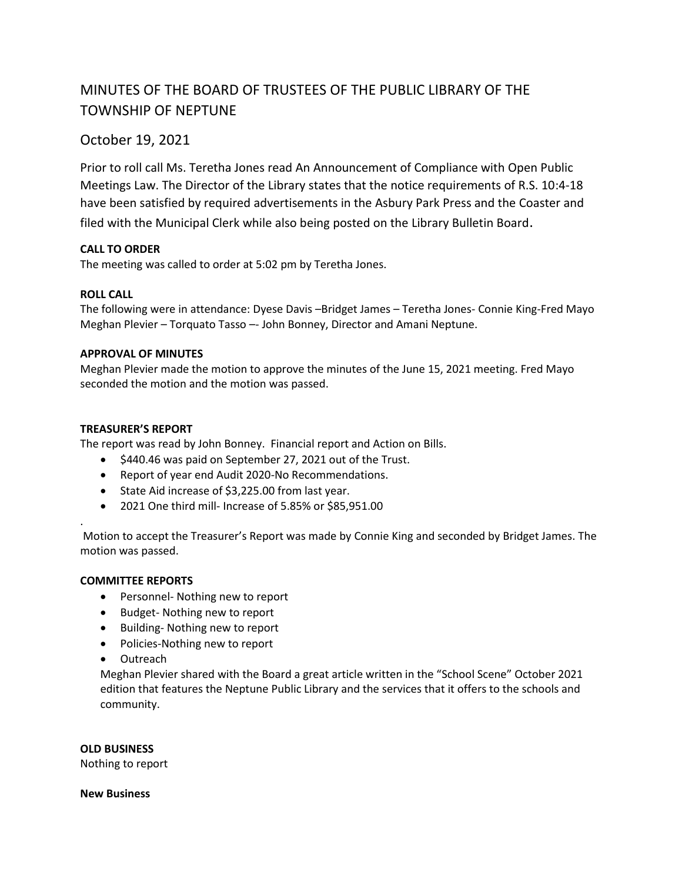# MINUTES OF THE BOARD OF TRUSTEES OF THE PUBLIC LIBRARY OF THE TOWNSHIP OF NEPTUNE

## October 19, 2021

Prior to roll call Ms. Teretha Jones read An Announcement of Compliance with Open Public Meetings Law. The Director of the Library states that the notice requirements of R.S. 10:4-18 have been satisfied by required advertisements in the Asbury Park Press and the Coaster and filed with the Municipal Clerk while also being posted on the Library Bulletin Board.

**CALL TO ORDER**

The meeting was called to order at 5:02 pm by Teretha Jones.

**ROLL CALL**

The following were in attendance: Dyese Davis –Bridget James – Teretha Jones- Connie King-Fred Mayo Meghan Plevier – Torquato Tasso –- John Bonney, Director and Amani Neptune.

**APPROVAL OF MINUTES**

Meghan Plevier made the motion to approve the minutes of the June 15, 2021 meeting. Fred Mayo seconded the motion and the motion was passed.

**TREASURER'S REPORT**

The report was read by John Bonney. Financial report and Action on Bills.

- $440.46 was paid on September 27, 2021 out of the Trust.
- Report of year end Audit 2020-No Recommendations.
- State Aid increase of $3,225.00 from last year.
- 2021 One third mill- Increase of 5.85% or $85,951.00

.

Motion to accept the Treasurer's Report was made by Connie King and seconded by Bridget James. The motion was passed.

**COMMITTEE REPORTS**

- Personnel- Nothing new to report
- Budget- Nothing new to report
- Building- Nothing new to report
- Policies-Nothing new to report
- Outreach

  Meghan Plevier shared with the Board a great article written in the "School Scene" October 2021 edition that features the Neptune Public Library and the services that it offers to the schools and community.

**OLD BUSINESS**

Nothing to report

**New Business**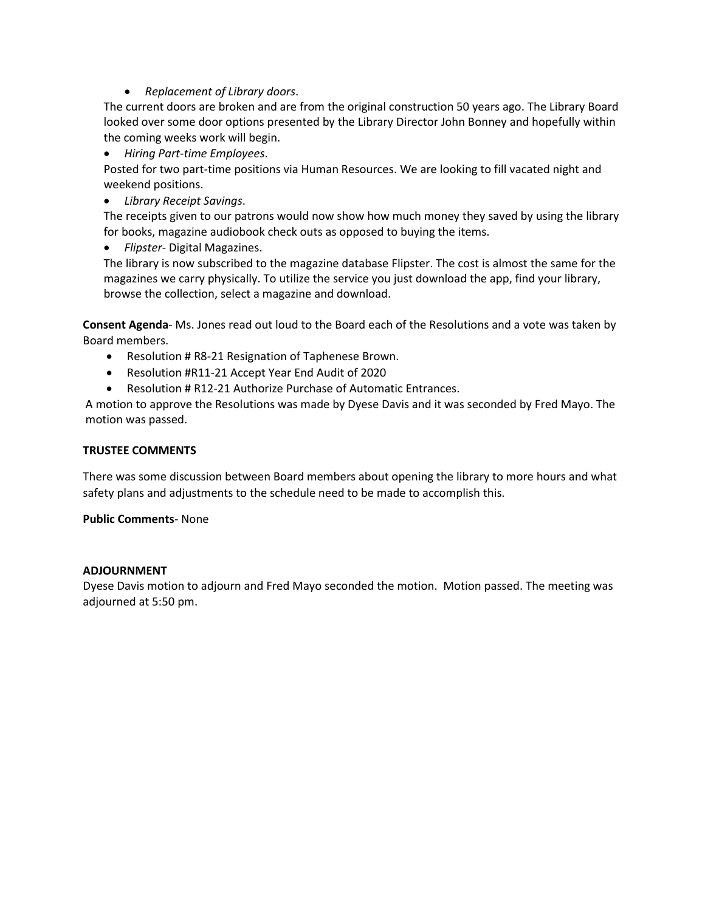- *Replacement of Library doors*.

The current doors are broken and are from the original construction 50 years ago. The Library Board looked over some door options presented by the Library Director John Bonney and hopefully within the coming weeks work will begin.

- *Hiring Part-time Employees*.

Posted for two part-time positions via Human Resources. We are looking to fill vacated night and weekend positions.

- *Library Receipt Savings*.

The receipts given to our patrons would now show how much money they saved by using the library for books, magazine audiobook check outs as opposed to buying the items.

- *Flipster*- Digital Magazines.

The library is now subscribed to the magazine database Flipster. The cost is almost the same for the magazines we carry physically. To utilize the service you just download the app, find your library, browse the collection, select a magazine and download.

**Consent Agenda**- Ms. Jones read out loud to the Board each of the Resolutions and a vote was taken by Board members.

- Resolution # R8-21 Resignation of Taphenese Brown.
- Resolution #R11-21 Accept Year End Audit of 2020
- Resolution # R12-21 Authorize Purchase of Automatic Entrances.

A motion to approve the Resolutions was made by Dyese Davis and it was seconded by Fred Mayo. The motion was passed.

**TRUSTEE COMMENTS**

There was some discussion between Board members about opening the library to more hours and what safety plans and adjustments to the schedule need to be made to accomplish this.

**Public Comments**- None

**ADJOURNMENT**

Dyese Davis motion to adjourn and Fred Mayo seconded the motion. Motion passed. The meeting was adjourned at 5:50 pm.